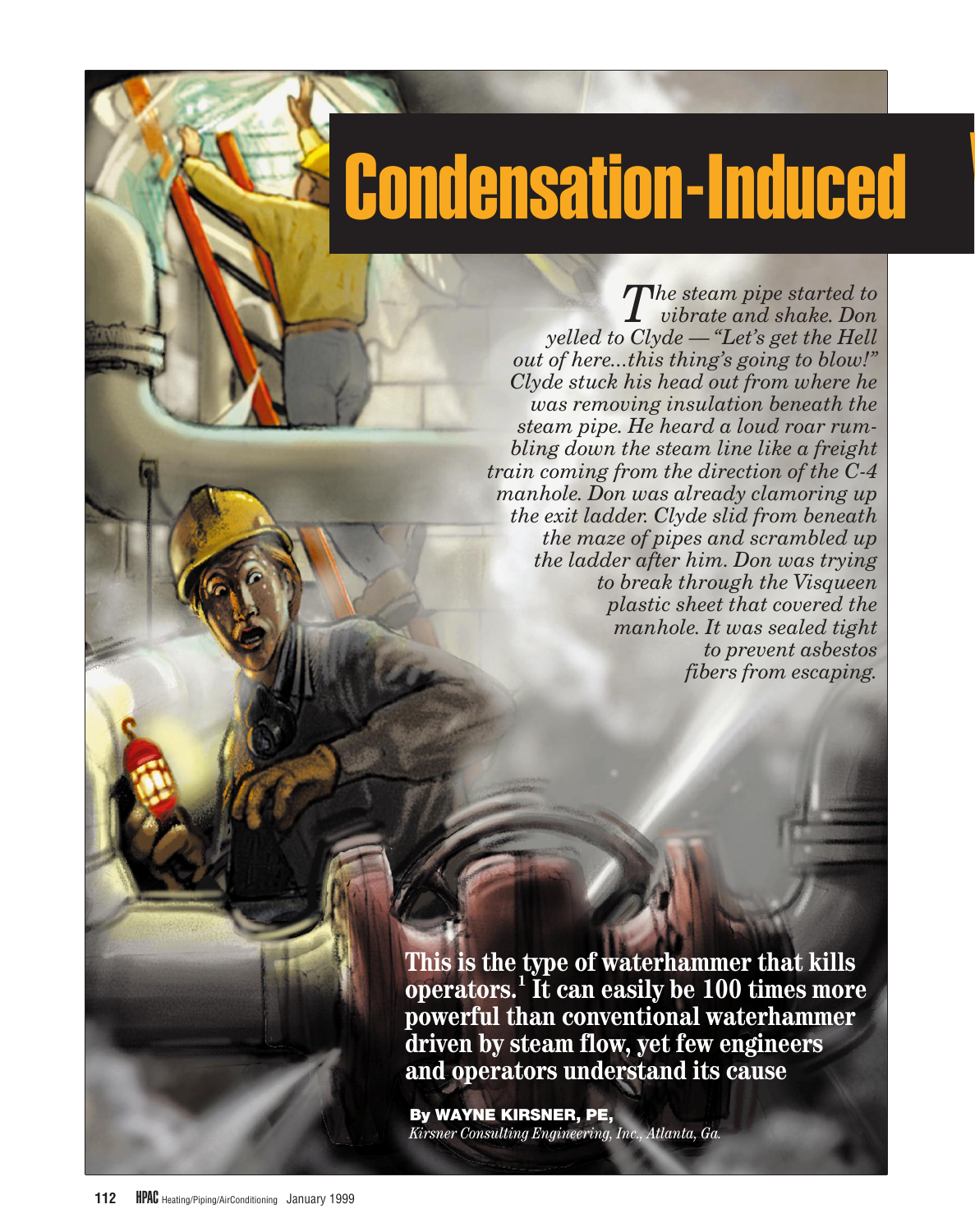# Condensation-Induced

*The steam pipe started to vibrate and shake. Don yelled to Clyde — "Let's get the Hell out of here...this thing's going to blow!" Clyde stuck his head out from where he was removing insulation beneath the steam pipe. He heard a loud roar rumbling down the steam line like a freight train coming from the direction of the C-4 manhole. Don was already clamoring up the exit ladder. Clyde slid from beneath the maze of pipes and scrambled up the ladder after him. Don was trying to break through the Visqueen plastic sheet that covered the manhole. It was sealed tight to prevent asbestos fibers from escaping.*

**This is the type of waterhammer that kills operators.[1] It can easily be 100 times more powerful than conventional waterhammer driven by steam flow, yet few engineers and operators understand its cause**

**By WAYNE KIRSNER, PE,**
*Kirsner Consullting Engineering, Inc., Atlanta, Ga.*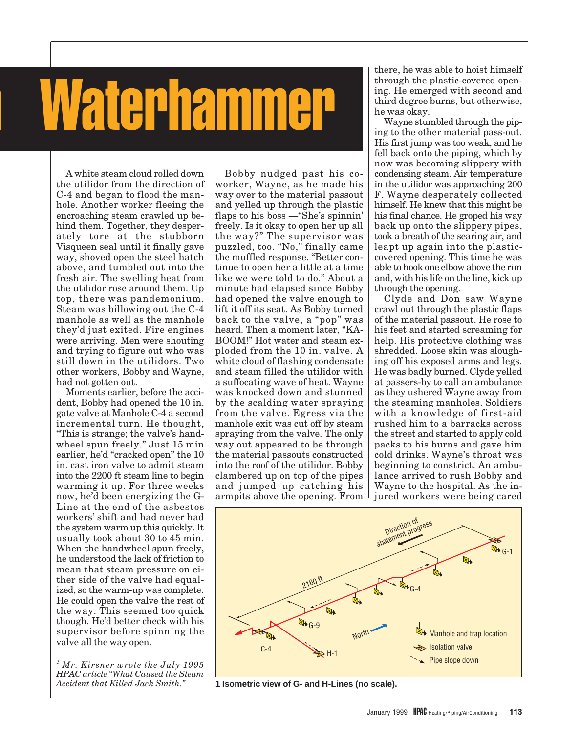# Waterhammer

A white steam cloud rolled down the utilidor from the direction of C-4 and began to flood the manhole. Another worker fleeing the encroaching steam crawled up behind them. Together, they desperately tore at the stubborn Visqueen seal until it finally gave way, shoved open the steel hatch above, and tumbled out into the fresh air. The swelling heat from the utilidor rose around them. Up top, there was pandemonium. Steam was billowing out the C-4 manhole as well as the manhole they'd just exited. Fire engines were arriving. Men were shouting and trying to figure out who was still down in the utilidors. Two other workers, Bobby and Wayne, had not gotten out.

Moments earlier, before the accident, Bobby had opened the 10 in. gate valve at Manhole C-4 a second incremental turn. He thought, "This is strange; the valve's handwheel spun freely." Just 15 min earlier, he'd "cracked open" the 10 in. cast iron valve to admit steam into the 2200 ft steam line to begin warming it up. For three weeks now, he'd been energizing the G-Line at the end of the asbestos workers' shift and had never had the system warm up this quickly. It usually took about 30 to 45 min. When the handwheel spun freely, he understood the lack of friction to mean that steam pressure on either side of the valve had equalized, so the warm-up was complete. He could open the valve the rest of the way. This seemed too quick though. He'd better check with his supervisor before spinning the valve all the way open.

Bobby nudged past his coworker, Wayne, as he made his way over to the material passout and yelled up through the plastic flaps to his boss —"She's spinnin' freely. Is it okay to open her up all the way?" The supervisor was puzzled, too. "No," finally came the muffled response. "Better continue to open her a little at a time like we were told to do." About a minute had elapsed since Bobby had opened the valve enough to lift it off its seat. As Bobby turned back to the valve, a "pop" was heard. Then a moment later, "KA-BOOM!" Hot water and steam exploded from the 10 in. valve. A white cloud of flashing condensate and steam filled the utilidor with a suffocating wave of heat. Wayne was knocked down and stunned by the scalding water spraying from the valve. Egress via the manhole exit was cut off by steam spraying from the valve. The only way out appeared to be through the material passouts constructed into the roof of the utilidor. Bobby clambered up on top of the pipes and jumped up catching his armpits above the opening. From there, he was able to hoist himself through the plastic-covered opening. He emerged with second and third degree burns, but otherwise, he was okay.

Wayne stumbled through the piping to the other material pass-out. His first jump was too weak, and he fell back onto the piping, which by now was becoming slippery with condensing steam. Air temperature in the utilidor was approaching 200 F. Wayne desperately collected himself. He knew that this might be his final chance. He groped his way back up onto the slippery pipes, took a breath of the searing air, and leapt up again into the plastic-covered opening. This time he was able to hook one elbow above the rim and, with his life on the line, kick up through the opening.

Clyde and Don saw Wayne crawl out through the plastic flaps of the material passout. He rose to his feet and started screaming for help. His protective clothing was shredded. Loose skin was sloughing off his exposed arms and legs. He was badly burned. Clyde yelled at passers-by to call an ambulance as they ushered Wayne away from the steaming manholes. Soldiers with a knowledge of first-aid rushed him to a barracks across the street and started to apply cold packs to his burns and gave him cold drinks. Wayne's throat was beginning to constrict. An ambulance arrived to rush Bobby and Wayne to the hospital. As the injured workers were being cared

**1 Isometric view of G- and H-Lines (no scale).**

[1] *Mr. Kirsner wrote the July 1995 HPAC article "What Caused the Steam Accident that Killed Jack Smith."*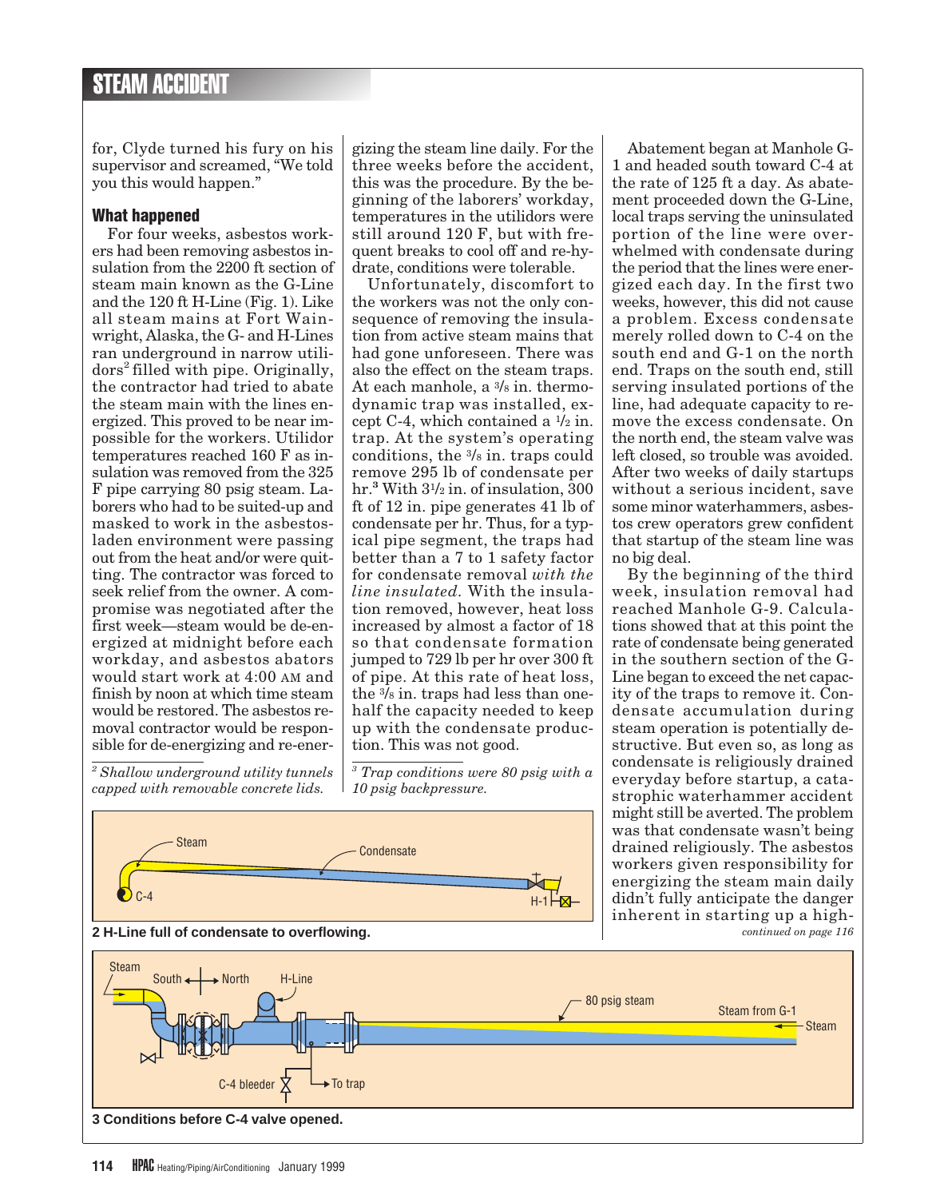for, Clyde turned his fury on his supervisor and screamed, "We told you this would happen."

### What happened

For four weeks, asbestos workers had been removing asbestos insulation from the 2200 ft section of steam main known as the G-Line and the 120 ft H-Line (Fig. 1). Like all steam mains at Fort Wainwright, Alaska, the G- and H-Lines ran underground in narrow utilidors[2] filled with pipe. Originally, the contractor had tried to abate the steam main with the lines energized. This proved to be near impossible for the workers. Utilidor temperatures reached 160 F as insulation was removed from the 325 F pipe carrying 80 psig steam. Laborers who had to be suited-up and masked to work in the asbestos-laden environment were passing out from the heat and/or were quitting. The contractor was forced to seek relief from the owner. A compromise was negotiated after the first week—steam would be de-energized at midnight before each workday, and asbestos abators would start work at 4:00 AM and finish by noon at which time steam would be restored. The asbestos removal contractor would be responsible for de-energizing and re-energizing the steam line daily. For the three weeks before the accident, this was the procedure. By the beginning of the laborers' workday, temperatures in the utilidors were still around 120 F, but with frequent breaks to cool off and re-hydrate, conditions were tolerable.

Unfortunately, discomfort to the workers was not the only consequence of removing the insulation from active steam mains that had gone unforeseen. There was also the effect on the steam traps. At each manhole, a 3/8 in. thermodynamic trap was installed, except C-4, which contained a 1/2 in. trap. At the system's operating conditions, the 3/8 in. traps could remove 295 lb of condensate per hr.[3] With 3½ in. of insulation, 300 ft of 12 in. pipe generates 41 lb of condensate per hr. Thus, for a typical pipe segment, the traps had better than a 7 to 1 safety factor for condensate removal *with the line insulated.* With the insulation removed, however, heat loss increased by almost a factor of 18 so that condensate formation jumped to 729 lb per hr over 300 ft of pipe. At this rate of heat loss, the 3/8 in. traps had less than one-half the capacity needed to keep up with the condensate production. This was not good.

Abatement began at Manhole G-1 and headed south toward C-4 at the rate of 125 ft a day. As abatement proceeded down the G-Line, local traps serving the uninsulated portion of the line were overwhelmed with condensate during the period that the lines were energized each day. In the first two weeks, however, this did not cause a problem. Excess condensate merely rolled down to C-4 on the south end and G-1 on the north end. Traps on the south end, still serving insulated portions of the line, had adequate capacity to remove the excess condensate. On the north end, the steam valve was left closed, so trouble was avoided. After two weeks of daily startups without a serious incident, save some minor waterhammers, asbestos crew operators grew confident that startup of the steam line was no big deal.

By the beginning of the third week, insulation removal had reached Manhole G-9. Calculations showed that at this point the rate of condensate being generated in the southern section of the G-Line began to exceed the net capacity of the traps to remove it. Condensate accumulation during steam operation is potentially destructive. But even so, as long as condensate is religiously drained everyday before startup, a catastrophic waterhammer accident might still be averted. The problem was that condensate wasn't being drained religiously. The asbestos workers given responsibility for energizing the steam main daily didn't fully anticipate the danger inherent in starting up a high-

*continued on page 116*

[2] *Shallow underground utility tunnels capped with removable concrete lids.*

[3] *Trap conditions were 80 psig with a 10 psig backpressure.*

**2 H-Line full of condensate to overflowing.**

**3 Conditions before C-4 valve opened.**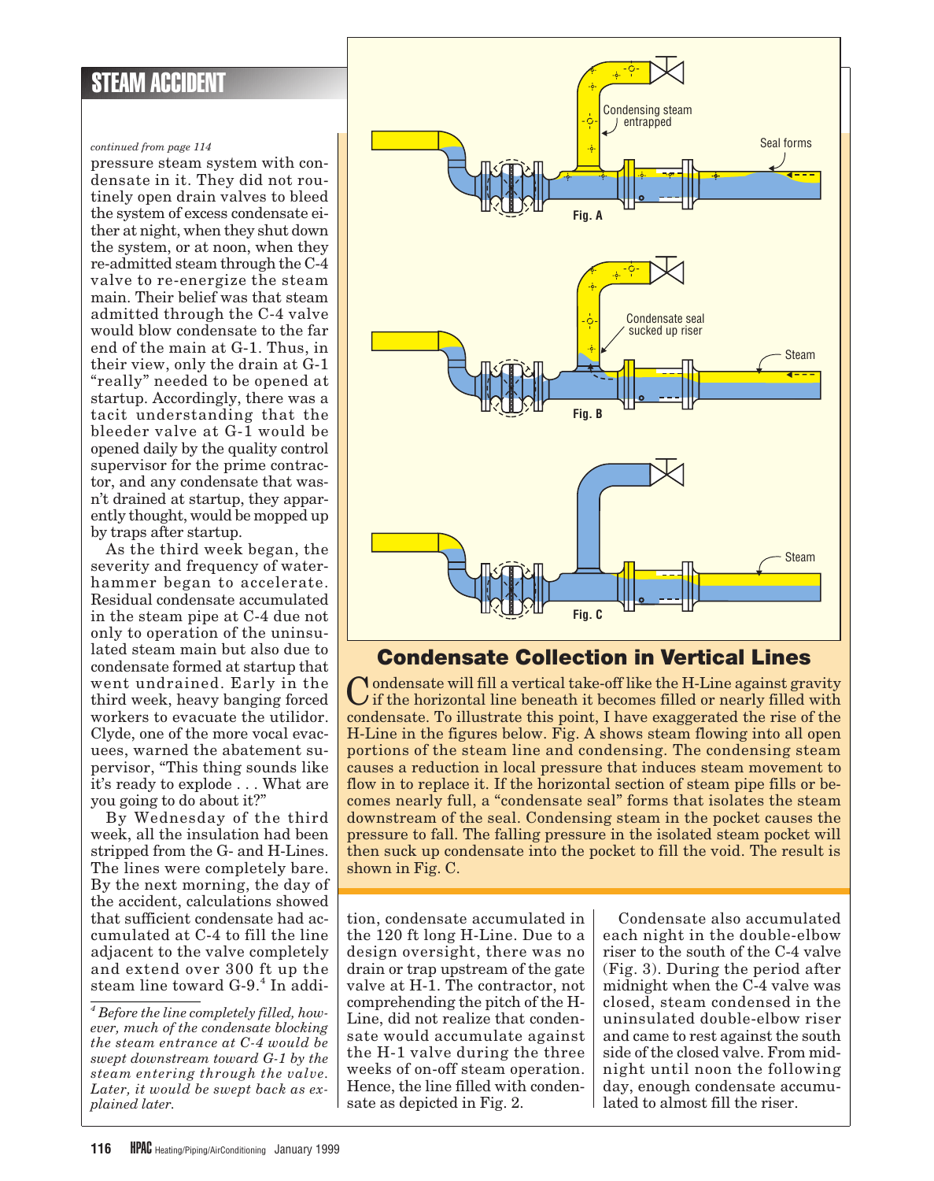## STEAM ACCIDENT

*continued from page 114*

pressure steam system with condensate in it. They did not routinely open drain valves to bleed the system of excess condensate either at night, when they shut down the system, or at noon, when they re-admitted steam through the C-4 valve to re-energize the steam main. Their belief was that steam admitted through the C-4 valve would blow condensate to the far end of the main at G-1. Thus, in their view, only the drain at G-1 "really" needed to be opened at startup. Accordingly, there was a tacit understanding that the bleeder valve at G-1 would be opened daily by the quality control supervisor for the prime contractor, and any condensate that wasn't drained at startup, they apparently thought, would be mopped up by traps after startup.

As the third week began, the severity and frequency of waterhammer began to accelerate. Residual condensate accumulated in the steam pipe at C-4 due not only to operation of the uninsulated steam main but also due to condensate formed at startup that went undrained. Early in the third week, heavy banging forced workers to evacuate the utilidor. Clyde, one of the more vocal evacuees, warned the abatement supervisor, "This thing sounds like it's ready to explode . . . What are you going to do about it?"

By Wednesday of the third week, all the insulation had been stripped from the G- and H-Lines. The lines were completely bare. By the next morning, the day of the accident, calculations showed that sufficient condensate had accumulated at C-4 to fill the line adjacent to the valve completely and extend over 300 ft up the steam line toward G-9.[4] In addition, condensate accumulated in the 120 ft long H-Line. Due to a design oversight, there was no drain or trap upstream of the gate valve at H-1. The contractor, not comprehending the pitch of the H-Line, did not realize that condensate would accumulate against the H-1 valve during the three weeks of on-off steam operation. Hence, the line filled with condensate as depicted in Fig. 2.

Condensate also accumulated each night in the double-elbow riser to the south of the C-4 valve (Fig. 3). During the period after midnight when the C-4 valve was closed, steam condensed in the uninsulated double-elbow riser and came to rest against the south side of the closed valve. From midnight until noon the following day, enough condensate accumulated to almost fill the riser.

*[4] Before the line completely filled, however, much of the condensate blocking the steam entrance at C-4 would be swept downstream toward G-1 by the steam entering through the valve. Later, it would be swept back as explained later.*

Fig. A — Condensing steam entrapped; Seal forms

Fig. B — Condensate seal sucked up riser; Steam

Fig. C — Steam

### Condensate Collection in Vertical Lines

Condensate will fill a vertical take-off like the H-Line against gravity if the horizontal line beneath it becomes filled or nearly filled with condensate. To illustrate this point, I have exaggerated the rise of the H-Line in the figures below. Fig. A shows steam flowing into all open portions of the steam line and condensing. The condensing steam causes a reduction in local pressure that induces steam movement to flow in to replace it. If the horizontal section of steam pipe fills or becomes nearly full, a "condensing seal" forms that isolates the steam downstream of the seal. Condensing steam in the pocket causes the pressure to fall. The falling pressure in the isolated steam pocket will then suck up condensate into the pocket to fill the void. The result is shown in Fig. C.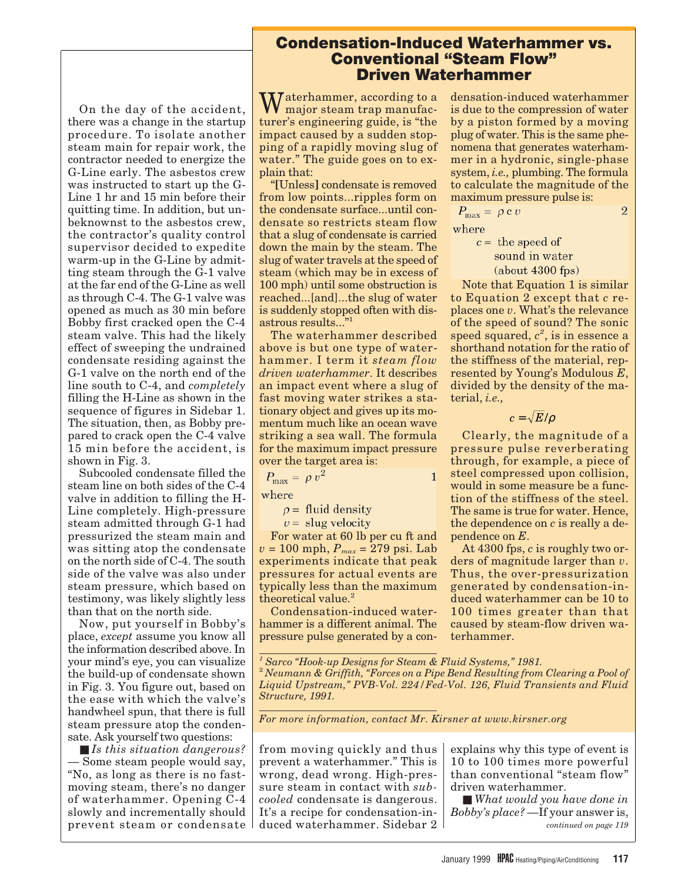On the day of the accident, there was a change in the startup procedure. To isolate another steam main for repair work, the contractor needed to energize the G-Line early. The asbestos crew was instructed to start up the G-Line 1 hr and 15 min before their quitting time. In addition, but unbeknownst to the asbestos crew, the contractor's quality control supervisor decided to expedite warm-up in the G-Line by admitting steam through the G-1 valve at the far end of the G-Line as well as through C-4. The G-1 valve was opened as much as 30 min before Bobby first cracked open the C-4 steam valve. This had the likely effect of sweeping the undrained condensate residing against the G-1 valve on the north end of the line south to C-4, and *completely* filling the H-Line as shown in the sequence of figures in Sidebar 1. The situation, then, as Bobby prepared to crack open the C-4 valve 15 min before the accident, is shown in Fig. 3.

Subcooled condensate filled the steam line on both sides of the C-4 valve in addition to filling the H-Line completely. High-pressure steam admitted through G-1 had pressurized the steam main and was sitting atop the condensate on the north side of C-4. The south side of the valve was also under steam pressure, which based on testimony, was likely slightly less than that on the north side.

Now, put yourself in Bobby's place, *except* assume you know all the information described above. In your mind's eye, you can visualize the build-up of condensate shown in Fig. 3. You figure out, based on the ease with which the valve's handwheel spun, that there is full steam pressure atop the condensate. Ask yourself two questions:

■ *Is this situation dangerous?* — Some steam people would say, "No, as long as there is no fast-moving steam, there's no danger of waterhammer. Opening C-4 slowly and incrementally should prevent steam or condensate from moving quickly and thus prevent a waterhammer." This is wrong, dead wrong. High-pressure steam in contact with *subcooled* condensate is dangerous. It's a recipe for condensation-induced waterhammer. Sidebar 2 explains why this type of event is 10 to 100 times more powerful than conventional "steam flow" driven waterhammer.

■ *What would you have done in Bobby's place?* —If your answer is,

*continued on page 119*

## Condensation-Induced Waterhammer vs. Conventional "Steam Flow" Driven Waterhammer

Waterhammer, according to a major steam trap manufacturer's engineering guide, is "the impact caused by a sudden stopping of a rapidly moving slug of water." The guide goes on to explain that:

"[Unless] condensate is removed from low points...ripples form on the condensate surface...until condensate so restricts steam flow that a slug of condensate is carried down the main by the steam. The slug of water travels at the speed of steam (which may be in excess of 100 mph) until some obstruction is reached...[and]...the slug of water is suddenly stopped often with disastrous results..."[1]

The waterhammer described above is but one type of waterhammer. I term it *steam flow driven waterhammer*. It describes an impact event where a slug of fast moving water strikes a stationary object and gives up its momentum much like an ocean wave striking a sea wall. The formula for the maximum impact pressure over the target area is:

$$P_{max} = \rho v^2 \qquad 1$$

where

$\rho$ = fluid density

$v$ = slug velocity

For water at 60 lb per cu ft and $v$ = 100 mph, $P_{max}$ = 279 psi. Lab experiments indicate that peak pressures for actual events are typically less than the maximum theoretical value.[2]

Condensation-induced waterhammer is a different animal. The pressure pulse generated by a condensation-induced waterhammer is due to the compression of water by a piston formed by a moving plug of water. This is the same phenomena that generates waterhammer in a hydronic, single-phase system, *i.e.,* plumbing. The formula to calculate the magnitude of the maximum pressure pulse is:

$$P_{max} = \rho c v \qquad 2$$

where

$c$ = the speed of sound in water (about 4300 fps)

Note that Equation 1 is similar to Equation 2 except that $c$ replaces one $v$. What's the relevance of the speed of sound? The sonic speed squared, $c^2$, is in essence a shorthand notation for the ratio of the stiffness of the material, represented by Young's Modulous $E$, divided by the density of the material, *i.e.,*

$$c = \sqrt{E/\rho}$$

Clearly, the magnitude of a pressure pulse reverberating through, for example, a piece of steel compressed upon collision, would in some measure be a function of the stiffness of the steel. The same is true for water. Hence, the dependence on $c$ is really a dependence on $E$.

At 4300 fps, $c$ is roughly two orders of magnitude larger than $v$. Thus, the over-pressurization generated by condensation-induced waterhammer can be 10 to 100 times greater than that caused by steam-flow driven waterhammer.

[1] *Sarco "Hook-up Designs for Steam & Fluid Systems," 1981.*

[2] *Neumann & Griffith, "Forces on a Pipe Bend Resulting from Clearing a Pool of Liquid Upstream," PVB-Vol. 224/Fed-Vol. 126, Fluid Transients and Fluid Structure, 1991.*

*For more information, contact Mr. Kirsner at www.kirsner.org*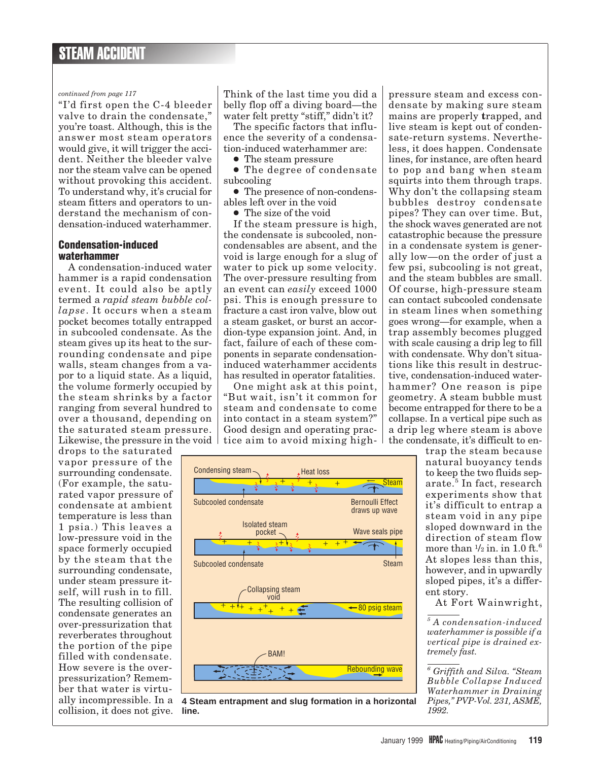*continued from page 117*

"I'd first open the C-4 bleeder valve to drain the condensate," you're toast. Although, this is the answer most steam operators would give, it will trigger the accident. Neither the bleeder valve nor the steam valve can be opened without provoking this accident. To understand why, it's crucial for steam fitters and operators to understand the mechanism of condensation-induced waterhammer.

## Condensation-induced waterhammer

A condensation-induced water hammer is a rapid condensation event. It could also be aptly termed a *rapid steam bubble collapse*. It occurs when a steam pocket becomes totally entrapped in subcooled condensate. As the steam gives up its heat to the surrounding condensate and pipe walls, steam changes from a vapor to a liquid state. As a liquid, the volume formerly occupied by the steam shrinks by a factor ranging from several hundred to over a thousand, depending on the saturated steam pressure. Likewise, the pressure in the void drops to the saturated vapor pressure of the surrounding condensate. (For example, the saturated vapor pressure of condensate at ambient temperature is less than 1 psia.) This leaves a low-pressure void in the space formerly occupied by the steam that the surrounding condensate, under steam pressure itself, will rush in to fill. The resulting collision of condensate generates an over-pressurization that reverberates throughout the portion of the pipe filled with condensate. How severe is the over-pressurization? Remember that water is virtually incompressible. In a collision, it does not give. Think of the last time you did a belly flop off a diving board—the water felt pretty "stiff," didn't it?

The specific factors that influence the severity of a condensation-induced waterhammer are:

- The steam pressure
- The degree of condensate subcooling
- The presence of non-condensables left over in the void
- The size of the void

If the steam pressure is high, the condensate is subcooled, non-condensables are absent, and the void is large enough for a slug of water to pick up some velocity. The over-pressure resulting from an event can *easily* exceed 1000 psi. This is enough pressure to fracture a cast iron valve, blow out a steam gasket, or burst an accordion-type expansion joint. And, in fact, failure of each of these components in separate condensation-induced waterhammer accidents has resulted in operator fatalities.

One might ask at this point, "But wait, isn't it common for steam and condensate to come into contact in a steam system?" Good design and operating practice aim to avoid mixing high-pressure steam and excess condensate by making sure steam mains are properly trapped, and live steam is kept out of condensate-return systems. Nevertheless, it does happen. Condensate lines, for instance, are often heard to pop and bang when steam squirts into them through traps. Why don't the collapsing steam bubbles destroy condensate pipes? They can over time. But, the shock waves generated are not catastrophic because the pressure in a condensate system is generally low—on the order of just a few psi, subcooling is not great, and the steam bubbles are small. Of course, high-pressure steam can contact subcooled condensate in steam lines when something goes wrong—for example, when a trap assembly becomes plugged with scale causing a drip leg to fill with condensate. Why don't situations like this result in destructive, condensation-induced waterhammer? One reason is pipe geometry. A steam bubble must become entrapped for there to be a collapse. In a vertical pipe such as a drip leg where steam is above the condensate, it's difficult to entrap the steam because natural buoyancy tends to keep the two fluids separate.[5] In fact, research experiments show that it's difficult to entrap a steam void in any pipe sloped downward in the direction of steam flow more than 1/2 in. in 1.0 ft.[6] At slopes less than this, however, and in upwardly sloped pipes, it's a different story.

At Fort Wainwright,

**4 Steam entrapment and slug formation in a horizontal line.**

[5] *A condensation-induced waterhammer is possible if a vertical pipe is drained extremely fast.*

[6] *Griffith and Silva. "Steam Bubble Collapse Induced Waterhammer in Draining Pipes," PVP-Vol. 231, ASME, 1992.*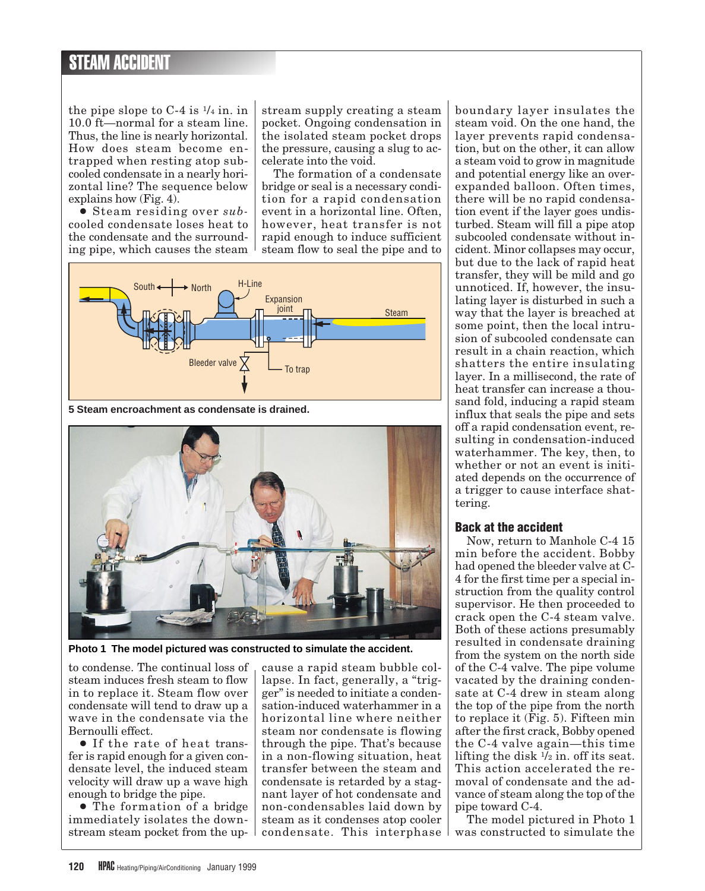the pipe slope to C-4 is 1/4 in. in 10.0 ft—normal for a steam line. Thus, the line is nearly horizontal. How does steam become entrapped when resting atop subcooled condensate in a nearly horizontal line? The sequence below explains how (Fig. 4).

- Steam residing over *sub*cooled condensate loses heat to the condensate and the surrounding pipe, which causes the steam to condense. The continual loss of steam induces fresh steam to flow in to replace it. Steam flow over condensate will tend to draw up a wave in the condensate via the Bernoulli effect.
- If the rate of heat transfer is rapid enough for a given condensate level, the induced steam velocity will draw up a wave high enough to bridge the pipe.
- The formation of a bridge immediately isolates the downstream steam pocket from the upstream supply creating a steam pocket. Ongoing condensation in the isolated steam pocket drops the pressure, causing a slug to accelerate into the void.

The formation of a condensate bridge or seal is a necessary condition for a rapid condensation event in a horizontal line. Often, however, heat transfer is not rapid enough to induce sufficient steam flow to seal the pipe and to cause a rapid steam bubble collapse. In fact, generally, a "trigger" is needed to initiate a condensation-induced waterhammer in a horizontal line where neither steam nor condensate is flowing through the pipe. That's because in a non-flowing situation, heat transfer between the steam and condensate is retarded by a stagnant layer of hot condensate and non-condensables laid down by steam as it condenses atop cooler condensate. This interphase boundary layer insulates the steam void. On the one hand, the layer prevents rapid condensation, but on the other, it can allow a steam void to grow in magnitude and potential energy like an over-expanded balloon. Often times, there will be no rapid condensation event if the layer goes undisturbed. Steam will fill a pipe atop subcooled condensate without incident. Minor collapses may occur, but due to the lack of rapid heat transfer, they will be mild and go unnoticed. If, however, the insulating layer is disturbed in such a way that the layer is breached at some point, then the local intrusion of subcooled condensate can result in a chain reaction, which shatters the entire insulating layer. In a millisecond, the rate of heat transfer can increase a thousand fold, inducing a rapid steam influx that seals the pipe and sets off a rapid condensation event, resulting in condensation-induced waterhammer. The key, then, to whether or not an event is initiated depends on the occurrence of a trigger to cause interface shattering.

**5 Steam encroachment as condensate is drained.**

**Photo 1 The model pictured was constructed to simulate the accident.**

## Back at the accident

Now, return to Manhole C-4 15 min before the accident. Bobby had opened the bleeder valve at C-4 for the first time per a special instruction from the quality control supervisor. He then proceeded to crack open the C-4 steam valve. Both of these actions presumably resulted in condensate draining from the system on the north side of the C-4 valve. The pipe volume vacated by the draining condensate at C-4 drew in steam along the top of the pipe from the north to replace it (Fig. 5). Fifteen min after the first crack, Bobby opened the C-4 valve again—this time lifting the disk 1/2 in. off its seat. This action accelerated the removal of condensate and the advance of steam along the top of the pipe toward C-4.

The model pictured in Photo 1 was constructed to simulate the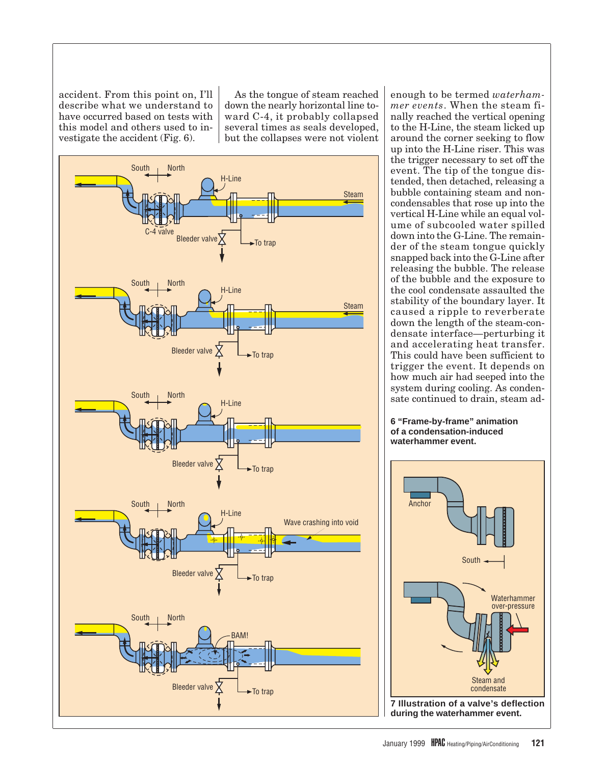accident. From this point on, I'll describe what we understand to have occurred based on tests with this model and others used to investigate the accident (Fig. 6).

As the tongue of steam reached down the nearly horizontal line toward C-4, it probably collapsed several times as seals developed, but the collapses were not violent enough to be termed *waterhammer events*. When the steam finally reached the vertical opening to the H-Line, the steam licked up around the corner seeking to flow up into the H-Line riser. This was the trigger necessary to set off the event. The tip of the tongue distended, then detached, releasing a bubble containing steam and noncondensables that rose up into the vertical H-Line while an equal volume of subcooled water spilled down into the G-Line. The remainder of the steam tongue quickly snapped back into the G-Line after releasing the bubble. The release of the bubble and the exposure to the cool condensate assaulted the stability of the boundary layer. It caused a ripple to reverberate down the length of the steam-condensate interface—perturbing it and accelerating heat transfer. This could have been sufficient to trigger the event. It depends on how much air had seeped into the system during cooling. As condensate continued to drain, steam ad-

**6 "Frame-by-frame" animation of a condensation-induced waterhammer event.**

**7 Illustration of a valve's deflection during the waterhammer event.**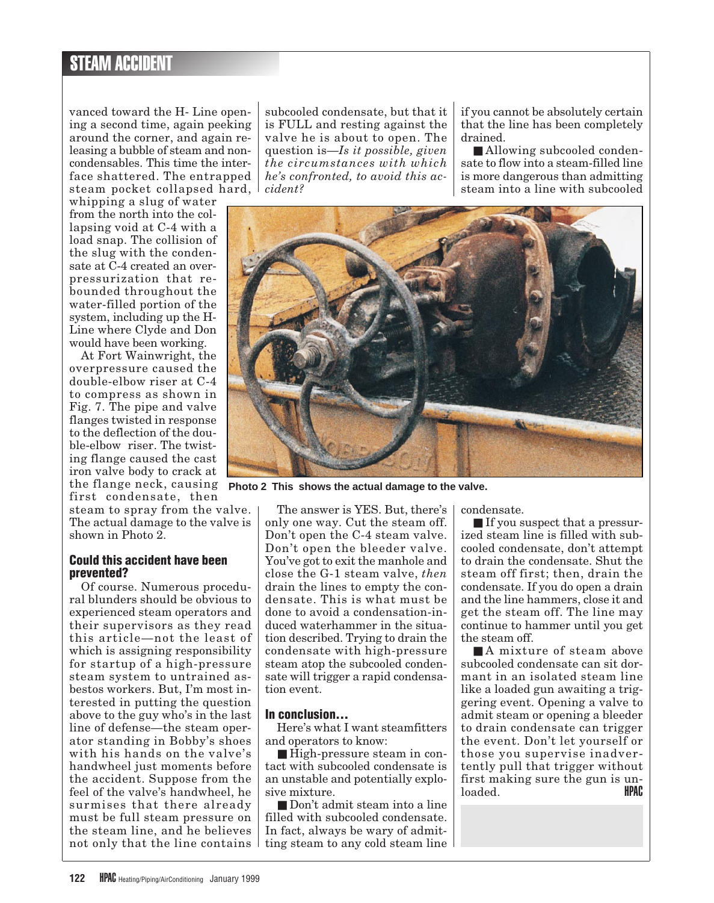vanced toward the H- Line opening a second time, again peeking around the corner, and again releasing a bubble of steam and noncondensables. This time the interface shattered. The entrapped steam pocket collapsed hard, whipping a slug of water from the north into the collapsing void at C-4 with a load snap. The collision of the slug with the condensate at C-4 created an overpressurization that rebounded throughout the water-filled portion of the system, including up the H-Line where Clyde and Don would have been working.

At Fort Wainwright, the overpressure caused the double-elbow riser at C-4 to compress as shown in Fig. 7. The pipe and valve flanges twisted in response to the deflection of the double-elbow riser. The twisting flange caused the cast iron valve body to crack at the flange neck, causing first condensate, then steam to spray from the valve. The actual damage to the valve is shown in Photo 2.

**Photo 2 This shows the actual damage to the valve.**

### Could this accident have been prevented?

Of course. Numerous procedural blunders should be obvious to experienced steam operators and their supervisors as they read this article—not the least of which is assigning responsibility for startup of a high-pressure steam system to untrained asbestos workers. But, I'm most interested in putting the question above to the guy who's in the last line of defense—the steam operator standing in Bobby's shoes with his hands on the valve's handwheel just moments before the accident. Suppose from the feel of the valve's handwheel, he surmises that there already must be full steam pressure on the steam line, and he believes not only that the line contains subcooled condensate, but that it is FULL and resting against the valve he is about to open. The question is—*Is it possible, given the circumstances with which he's confronted, to avoid this accident?*

The answer is YES. But, there's only one way. Cut the steam off. Don't open the C-4 steam valve. Don't open the bleeder valve. You've got to exit the manhole and close the G-1 steam valve, *then* drain the lines to empty the condensate. This is what must be done to avoid a condensation-induced waterhammer in the situation described. Trying to drain the condensate with high-pressure steam atop the subcooled condensate will trigger a rapid condensation event.

### In conclusion...

Here's what I want steamfitters and operators to know:

- High-pressure steam in contact with subcooled condensate is an unstable and potentially explosive mixture.
- Don't admit steam into a line filled with subcooled condensate. In fact, always be wary of admitting steam to any cold steam line if you cannot be absolutely certain that the line has been completely drained.
- Allowing subcooled condensate to flow into a steam-filled line is more dangerous than admitting steam into a line with subcooled condensate.
- If you suspect that a pressurized steam line is filled with subcooled condensate, don't attempt to drain the condensate. Shut the steam off first; then, drain the condensate. If you do open a drain and the line hammers, close it and get the steam off. The line may continue to hammer until you get the steam off.
- A mixture of steam above subcooled condensate can sit dormant in an isolated steam line like a loaded gun awaiting a triggering event. Opening a valve to admit steam or opening a bleeder to drain condensate can trigger the event. Don't let yourself or those you supervise inadvertently pull that trigger without first making sure the gun is unloaded.